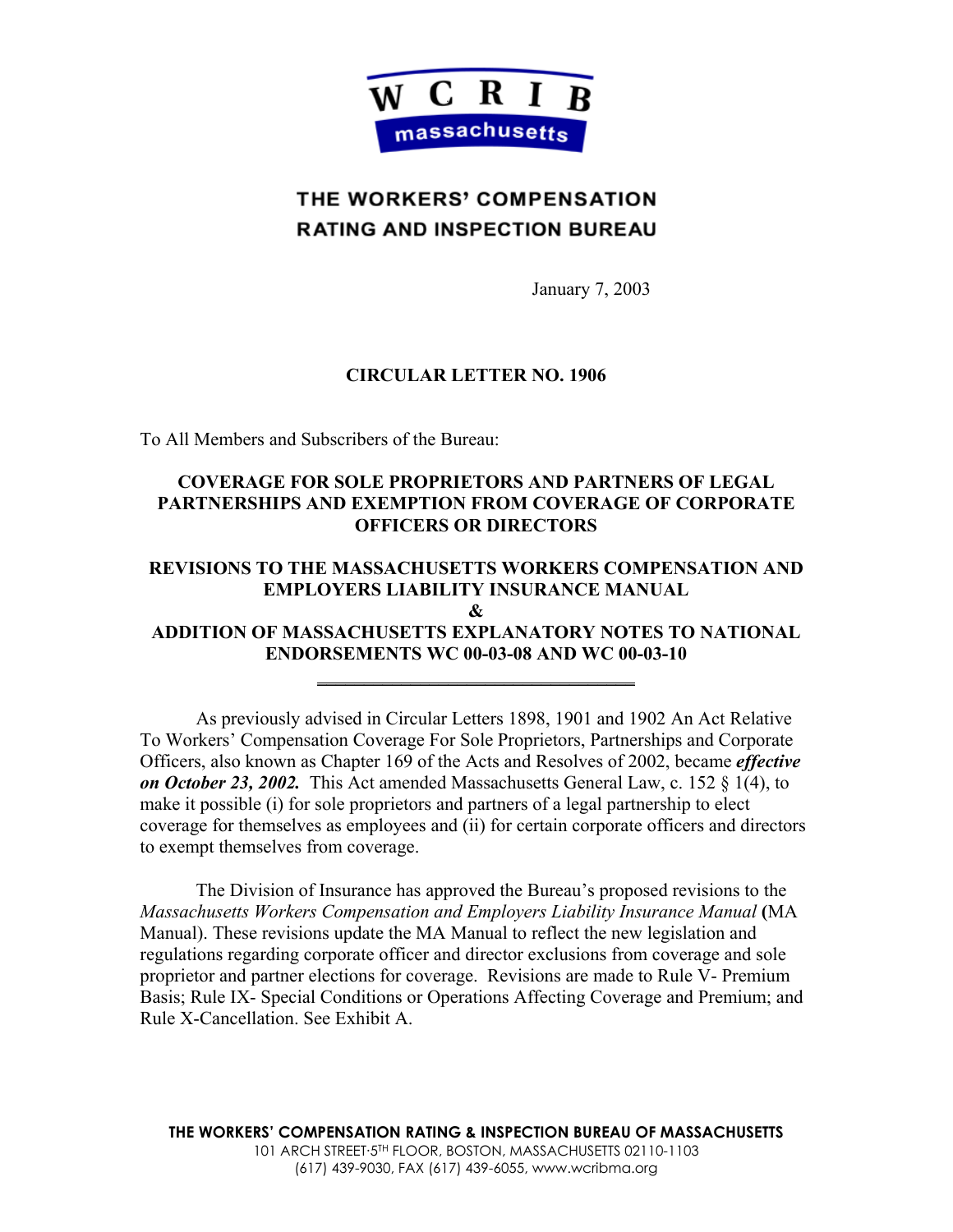WCRIB massachusetts

THE WORKERS' COMPENSATION RATING AND INSPECTION BUREAU

January 7, 2003

**CIRCULAR LETTER NO. 1906**

To All Members and Subscribers of the Bureau:

**COVERAGE FOR SOLE PROPRIETORS AND PARTNERS OF LEGAL PARTNERSHIPS AND EXEMPTION FROM COVERAGE OF CORPORATE OFFICERS OR DIRECTORS**

**REVISIONS TO THE MASSACHUSETTS WORKERS COMPENSATION AND EMPLOYERS LIABILITY INSURANCE MANUAL**
**&**
**ADDITION OF MASSACHUSETTS EXPLANATORY NOTES TO NATIONAL ENDORSEMENTS WC 00-03-08 AND WC 00-03-10**

---

As previously advised in Circular Letters 1898, 1901 and 1902 An Act Relative To Workers' Compensation Coverage For Sole Proprietors, Partnerships and Corporate Officers, also known as Chapter 169 of the Acts and Resolves of 2002, became ***effective on October 23, 2002.*** This Act amended Massachusetts General Law, c. 152 § 1(4), to make it possible (i) for sole proprietors and partners of a legal partnership to elect coverage for themselves as employees and (ii) for certain corporate officers and directors to exempt themselves from coverage.

The Division of Insurance has approved the Bureau's proposed revisions to the *Massachusetts Workers Compensation and Employers Liability Insurance Manual* **(**MA Manual). These revisions update the MA Manual to reflect the new legislation and regulations regarding corporate officer and director exclusions from coverage and sole proprietor and partner elections for coverage. Revisions are made to Rule V- Premium Basis; Rule IX- Special Conditions or Operations Affecting Coverage and Premium; and Rule X-Cancellation. See Exhibit A.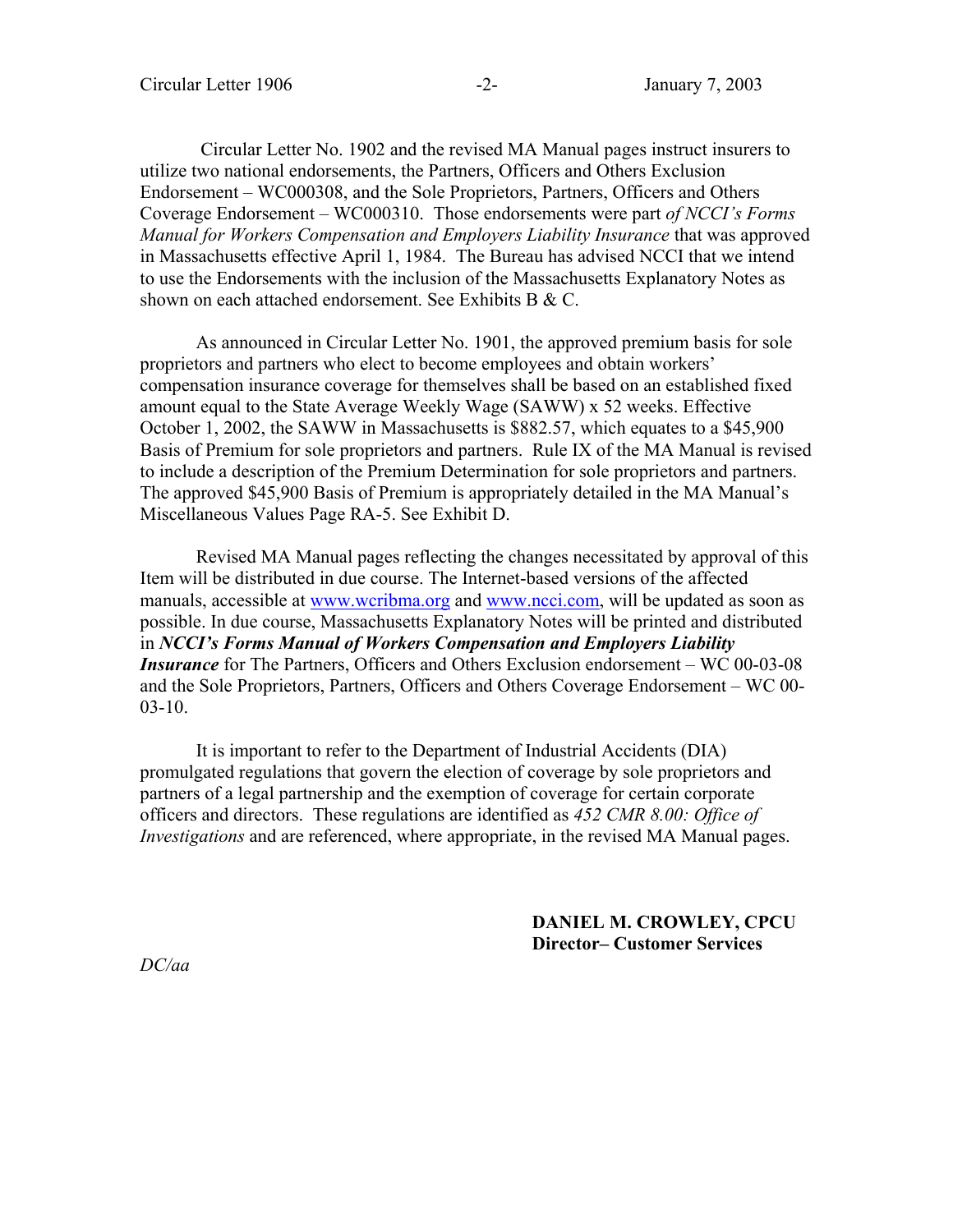Circular Letter No. 1902 and the revised MA Manual pages instruct insurers to utilize two national endorsements, the Partners, Officers and Others Exclusion Endorsement – WC000308, and the Sole Proprietors, Partners, Officers and Others Coverage Endorsement – WC000310. Those endorsements were part *of NCCI's Forms Manual for Workers Compensation and Employers Liability Insurance* that was approved in Massachusetts effective April 1, 1984. The Bureau has advised NCCI that we intend to use the Endorsements with the inclusion of the Massachusetts Explanatory Notes as shown on each attached endorsement. See Exhibits B & C.

As announced in Circular Letter No. 1901, the approved premium basis for sole proprietors and partners who elect to become employees and obtain workers' compensation insurance coverage for themselves shall be based on an established fixed amount equal to the State Average Weekly Wage (SAWW) x 52 weeks. Effective October 1, 2002, the SAWW in Massachusetts is $882.57, which equates to a $45,900 Basis of Premium for sole proprietors and partners. Rule IX of the MA Manual is revised to include a description of the Premium Determination for sole proprietors and partners. The approved $45,900 Basis of Premium is appropriately detailed in the MA Manual's Miscellaneous Values Page RA-5. See Exhibit D.

Revised MA Manual pages reflecting the changes necessitated by approval of this Item will be distributed in due course. The Internet-based versions of the affected manuals, accessible at www.wcribma.org and www.ncci.com, will be updated as soon as possible. In due course, Massachusetts Explanatory Notes will be printed and distributed in ***NCCI's Forms Manual of Workers Compensation and Employers Liability Insurance*** for The Partners, Officers and Others Exclusion endorsement – WC 00-03-08 and the Sole Proprietors, Partners, Officers and Others Coverage Endorsement – WC 00-03-10.

It is important to refer to the Department of Industrial Accidents (DIA) promulgated regulations that govern the election of coverage by sole proprietors and partners of a legal partnership and the exemption of coverage for certain corporate officers and directors. These regulations are identified as *452 CMR 8.00: Office of Investigations* and are referenced, where appropriate, in the revised MA Manual pages.

**DANIEL M. CROWLEY, CPCU**
**Director– Customer Services**

*DC/aa*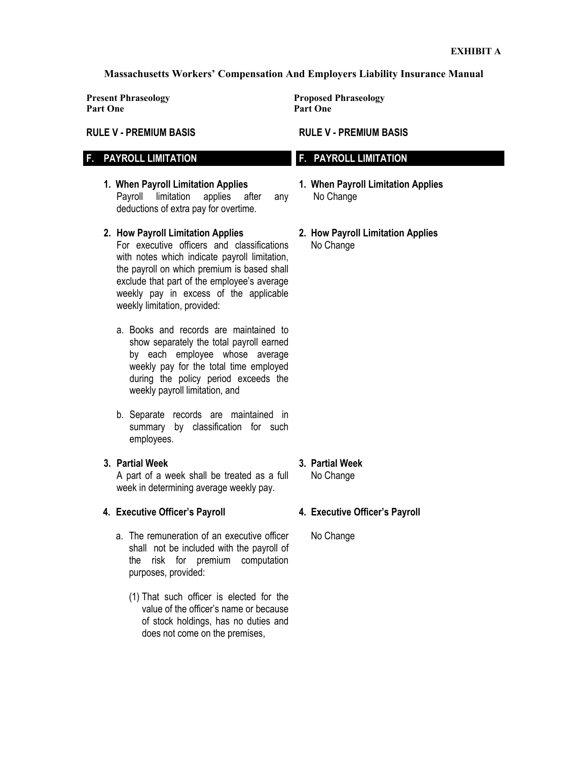**EXHIBIT A**

**Massachusetts Workers' Compensation And Employers Liability Insurance Manual**

| **Present Phraseology** <br> **Part One** | **Proposed Phraseology** <br> **Part One** |
|---|---|
| **RULE V - PREMIUM BASIS** | **RULE V - PREMIUM BASIS** |
| **F. PAYROLL LIMITATION** | **F. PAYROLL LIMITATION** |
| **1. When Payroll Limitation Applies** <br> Payroll limitation applies after any deductions of extra pay for overtime. | **1. When Payroll Limitation Applies** <br> No Change |
| **2. How Payroll Limitation Applies** <br> For executive officers and classifications with notes which indicate payroll limitation, the payroll on which premium is based shall exclude that part of the employee's average weekly pay in excess of the applicable weekly limitation, provided: <br><br> a. Books and records are maintained to show separately the total payroll earned by each employee whose average weekly pay for the total time employed during the policy period exceeds the weekly payroll limitation, and <br><br> b. Separate records are maintained in summary by classification for such employees. | **2. How Payroll Limitation Applies** <br> No Change |
| **3. Partial Week** <br> A part of a week shall be treated as a full week in determining average weekly pay. | **3. Partial Week** <br> No Change |
| **4. Executive Officer's Payroll** | **4. Executive Officer's Payroll** |
| a. The remuneration of an executive officer shall not be included with the payroll of the risk for premium computation purposes, provided: <br><br> (1) That such officer is elected for the value of the officer's name or because of stock holdings, has no duties and does not come on the premises, | No Change |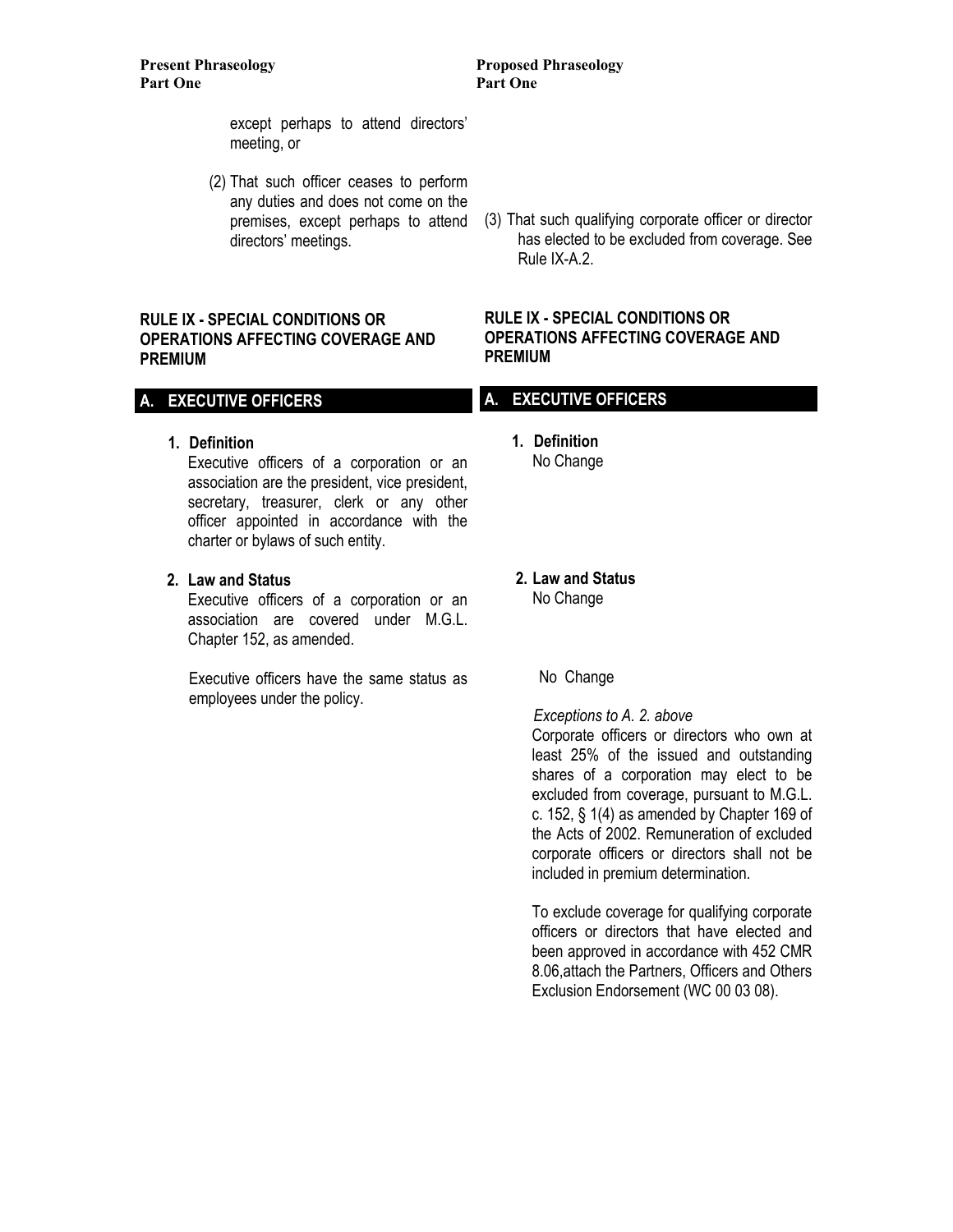| Present Phraseology<br>Part One | Proposed Phraseology<br>Part One |
|---|---|
| except perhaps to attend directors' meeting, or | |
| (2) That such officer ceases to perform any duties and does not come on the premises, except perhaps to attend directors' meetings. | (3) That such qualifying corporate officer or director has elected to be excluded from coverage. See Rule IX-A.2. |
| **RULE IX - SPECIAL CONDITIONS OR OPERATIONS AFFECTING COVERAGE AND PREMIUM** | **RULE IX - SPECIAL CONDITIONS OR OPERATIONS AFFECTING COVERAGE AND PREMIUM** |
| **A. EXECUTIVE OFFICERS** | **A. EXECUTIVE OFFICERS** |
| **1. Definition**<br>Executive officers of a corporation or an association are the president, vice president, secretary, treasurer, clerk or any other officer appointed in accordance with the charter or bylaws of such entity. | **1. Definition**<br>No Change |
| **2. Law and Status**<br>Executive officers of a corporation or an association are covered under M.G.L. Chapter 152, as amended. | **2. Law and Status**<br>No Change |
| Executive officers have the same status as employees under the policy. | No Change<br><br>*Exceptions to A. 2. above*<br>Corporate officers or directors who own at least 25% of the issued and outstanding shares of a corporation may elect to be excluded from coverage, pursuant to M.G.L. c. 152, § 1(4) as amended by Chapter 169 of the Acts of 2002. Remuneration of excluded corporate officers or directors shall not be included in premium determination.<br><br>To exclude coverage for qualifying corporate officers or directors that have elected and been approved in accordance with 452 CMR 8.06,attach the Partners, Officers and Others Exclusion Endorsement (WC 00 03 08). |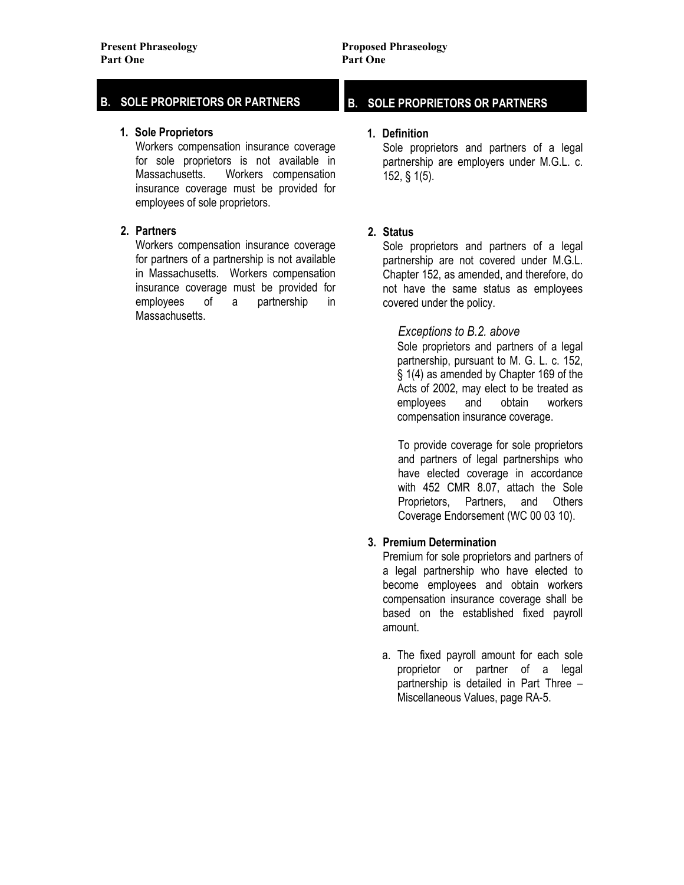**Present Phraseology**
**Part One**

## B. SOLE PROPRIETORS OR PARTNERS

**1. Sole Proprietors**
Workers compensation insurance coverage for sole proprietors is not available in Massachusetts. Workers compensation insurance coverage must be provided for employees of sole proprietors.

**2. Partners**
Workers compensation insurance coverage for partners of a partnership is not available in Massachusetts. Workers compensation insurance coverage must be provided for employees of a partnership in Massachusetts.

**Proposed Phraseology**
**Part One**

## B. SOLE PROPRIETORS OR PARTNERS

**1. Definition**
Sole proprietors and partners of a legal partnership are employers under M.G.L. c. 152, § 1(5).

**2. Status**
Sole proprietors and partners of a legal partnership are not covered under M.G.L. Chapter 152, as amended, and therefore, do not have the same status as employees covered under the policy.

*Exceptions to B.2. above*
Sole proprietors and partners of a legal partnership, pursuant to M. G. L. c. 152, § 1(4) as amended by Chapter 169 of the Acts of 2002, may elect to be treated as employees and obtain workers compensation insurance coverage.

To provide coverage for sole proprietors and partners of legal partnerships who have elected coverage in accordance with 452 CMR 8.07, attach the Sole Proprietors, Partners, and Others Coverage Endorsement (WC 00 03 10).

**3. Premium Determination**
Premium for sole proprietors and partners of a legal partnership who have elected to become employees and obtain workers compensation insurance coverage shall be based on the established fixed payroll amount.

a. The fixed payroll amount for each sole proprietor or partner of a legal partnership is detailed in Part Three – Miscellaneous Values, page RA-5.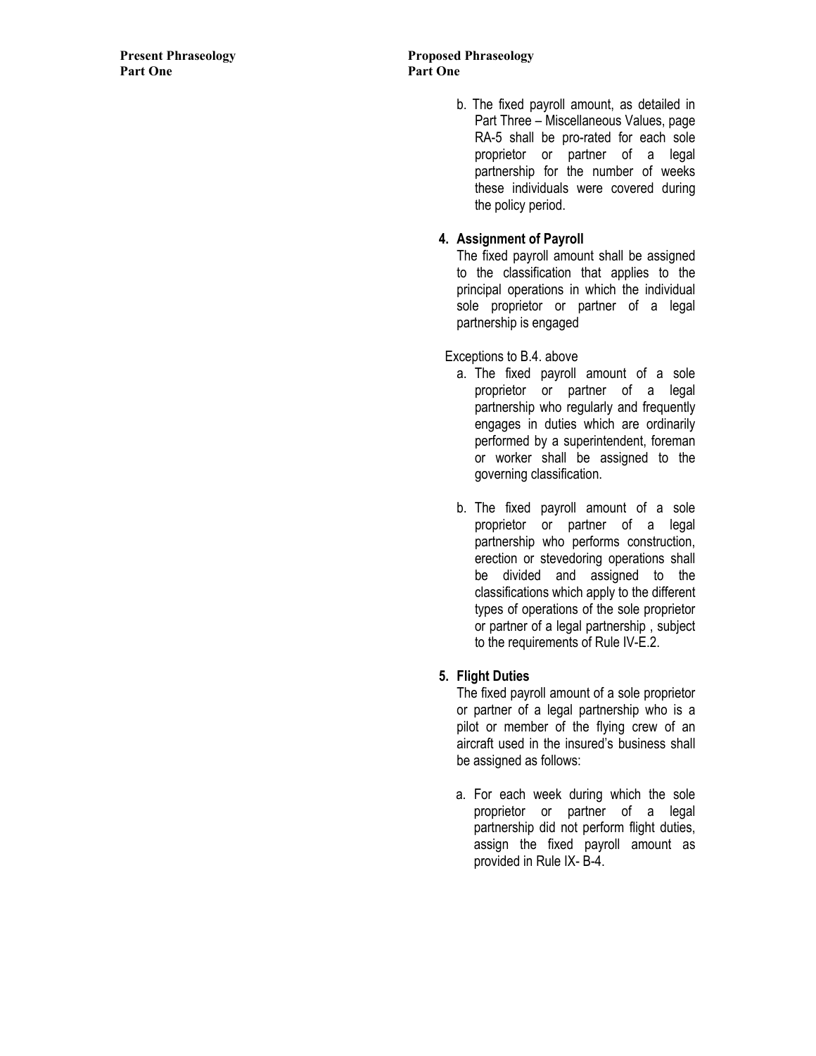| Present Phraseology Part One | Proposed Phraseology Part One |
|---|---|
| | b. The fixed payroll amount, as detailed in Part Three – Miscellaneous Values, page RA-5 shall be pro-rated for each sole proprietor or partner of a legal partnership for the number of weeks these individuals were covered during the policy period.<br><br>**4. Assignment of Payroll**<br>The fixed payroll amount shall be assigned to the classification that applies to the principal operations in which the individual sole proprietor or partner of a legal partnership is engaged<br><br>Exceptions to B.4. above<br>a. The fixed payroll amount of a sole proprietor or partner of a legal partnership who regularly and frequently engages in duties which are ordinarily performed by a superintendent, foreman or worker shall be assigned to the governing classification.<br><br>b. The fixed payroll amount of a sole proprietor or partner of a legal partnership who performs construction, erection or stevedoring operations shall be divided and assigned to the classifications which apply to the different types of operations of the sole proprietor or partner of a legal partnership , subject to the requirements of Rule IV-E.2.<br><br>**5. Flight Duties**<br>The fixed payroll amount of a sole proprietor or partner of a legal partnership who is a pilot or member of the flying crew of an aircraft used in the insured's business shall be assigned as follows:<br><br>a. For each week during which the sole proprietor or partner of a legal partnership did not perform flight duties, assign the fixed payroll amount as provided in Rule IX- B-4. |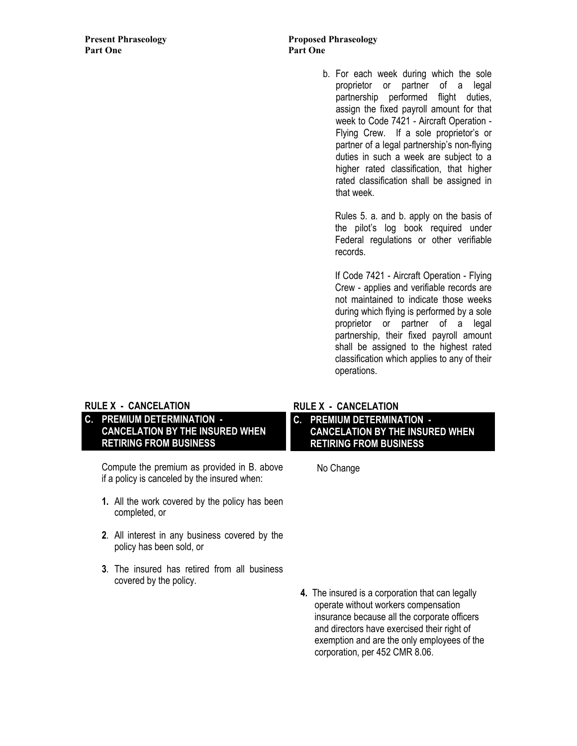| Present Phraseology<br>Part One | Proposed Phraseology<br>Part One |
| --- | --- |
| | b. For each week during which the sole proprietor or partner of a legal partnership performed flight duties, assign the fixed payroll amount for that week to Code 7421 - Aircraft Operation - Flying Crew. If a sole proprietor's or partner of a legal partnership's non-flying duties in such a week are subject to a higher rated classification, that higher rated classification shall be assigned in that week.<br><br>Rules 5. a. and b. apply on the basis of the pilot's log book required under Federal regulations or other verifiable records.<br><br>If Code 7421 - Aircraft Operation - Flying Crew - applies and verifiable records are not maintained to indicate those weeks during which flying is performed by a sole proprietor or partner of a legal partnership, their fixed payroll amount shall be assigned to the highest rated classification which applies to any of their operations. |
| **RULE X - CANCELATION** | **RULE X - CANCELATION** |
| **C. PREMIUM DETERMINATION - CANCELATION BY THE INSURED WHEN RETIRING FROM BUSINESS** | **C. PREMIUM DETERMINATION - CANCELATION BY THE INSURED WHEN RETIRING FROM BUSINESS** |
| Compute the premium as provided in B. above if a policy is canceled by the insured when:<br><br>**1.** All the work covered by the policy has been completed, or<br><br>**2**. All interest in any business covered by the policy has been sold, or<br><br>**3**. The insured has retired from all business covered by the policy. | No Change<br><br><br><br><br><br><br><br>**4.** The insured is a corporation that can legally operate without workers compensation insurance because all the corporate officers and directors have exercised their right of exemption and are the only employees of the corporation, per 452 CMR 8.06. |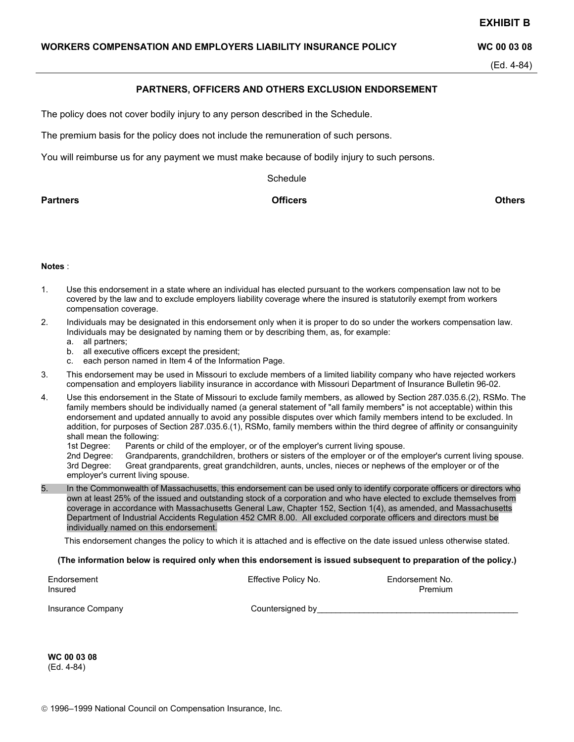**EXHIBIT B**

**WORKERS COMPENSATION AND EMPLOYERS LIABILITY INSURANCE POLICY** **WC 00 03 08**

(Ed. 4-84)

## PARTNERS, OFFICERS AND OTHERS EXCLUSION ENDORSEMENT

The policy does not cover bodily injury to any person described in the Schedule.

The premium basis for the policy does not include the remuneration of such persons.

You will reimburse us for any payment we must make because of bodily injury to such persons.

Schedule

| **Partners** | **Officers** | **Others** |
|---|---|---|
| | | |

**Notes** :

1. Use this endorsement in a state where an individual has elected pursuant to the workers compensation law not to be covered by the law and to exclude employers liability coverage where the insured is statutorily exempt from workers compensation coverage.
2. Individuals may be designated in this endorsement only when it is proper to do so under the workers compensation law. Individuals may be designated by naming them or by describing them, as, for example:
   a. all partners;
   b. all executive officers except the president;
   c. each person named in Item 4 of the Information Page.
3. This endorsement may be used in Missouri to exclude members of a limited liability company who have rejected workers compensation and employers liability insurance in accordance with Missouri Department of Insurance Bulletin 96-02.
4. Use this endorsement in the State of Missouri to exclude family members, as allowed by Section 287.035.6.(2), RSMo. The family members should be individually named (a general statement of "all family members" is not acceptable) within this endorsement and updated annually to avoid any possible disputes over which family members intend to be excluded. In addition, for purposes of Section 287.035.6.(1), RSMo, family members within the third degree of affinity or consanguinity shall mean the following:
   1st Degree: Parents or child of the employer, or of the employer's current living spouse.
   2nd Degree: Grandparents, grandchildren, brothers or sisters of the employer or of the employer's current living spouse.
   3rd Degree: Great grandparents, great grandchildren, aunts, uncles, nieces or nephews of the employer or of the employer's current living spouse.
5. In the Commonwealth of Massachusetts, this endorsement can be used only to identify corporate officers or directors who own at least 25% of the issued and outstanding stock of a corporation and who have elected to exclude themselves from coverage in accordance with Massachusetts General Law, Chapter 152, Section 1(4), as amended, and Massachusetts Department of Industrial Accidents Regulation 452 CMR 8.00. All excluded corporate officers and directors must be individually named on this endorsement.

This endorsement changes the policy to which it is attached and is effective on the date issued unless otherwise stated.

**(The information below is required only when this endorsement is issued subsequent to preparation of the policy.)**

Endorsement Effective Policy No. Endorsement No.
Insured Premium

Insurance Company Countersigned by____________________________________________

**WC 00 03 08**
(Ed. 4-84)

© 1996–1999 National Council on Compensation Insurance, Inc.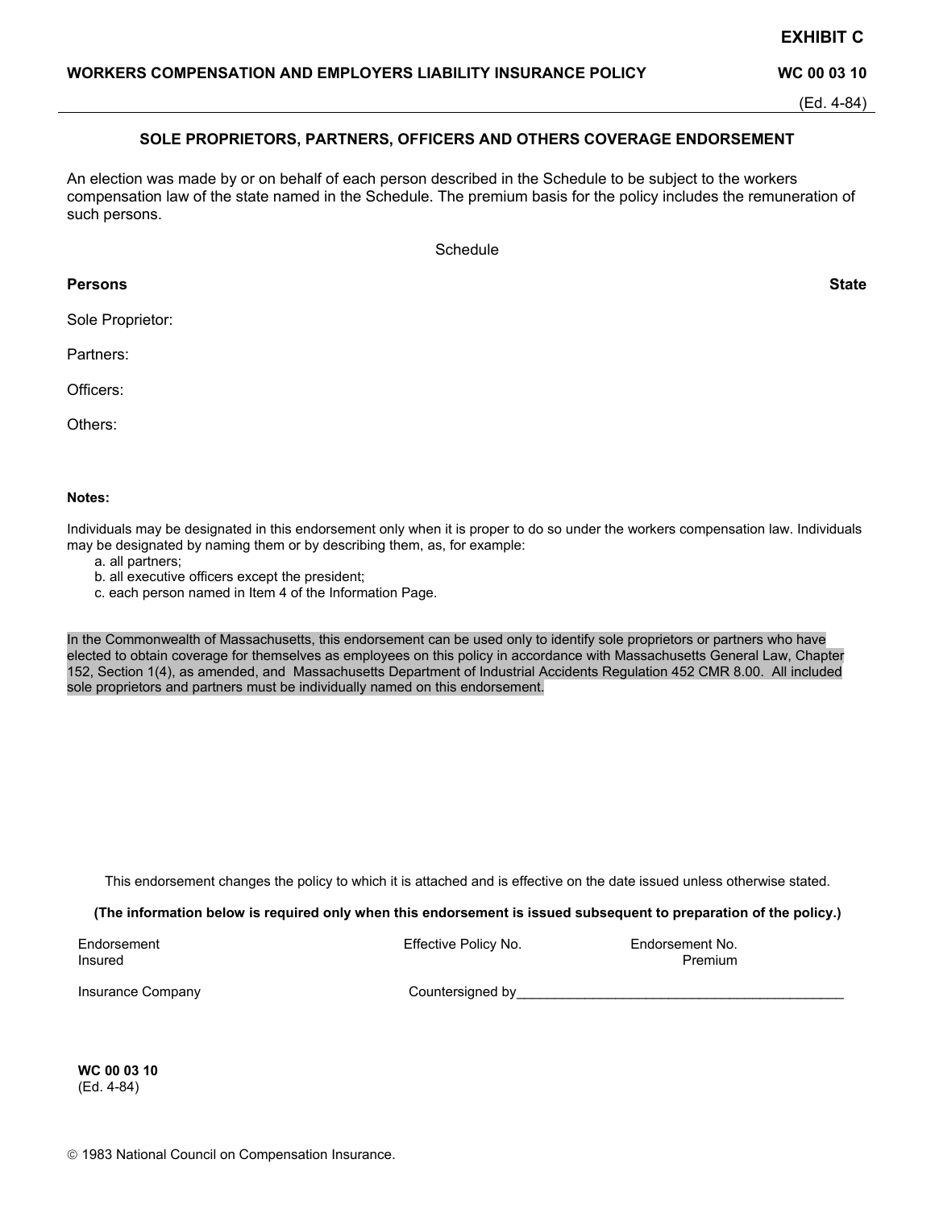# EXHIBIT C

**WORKERS COMPENSATION AND EMPLOYERS LIABILITY INSURANCE POLICY** **WC 00 03 10**

(Ed. 4-84)

## SOLE PROPRIETORS, PARTNERS, OFFICERS AND OTHERS COVERAGE ENDORSEMENT

An election was made by or on behalf of each person described in the Schedule to be subject to the workers compensation law of the state named in the Schedule. The premium basis for the policy includes the remuneration of such persons.

Schedule

| **Persons** | **State** |
|---|---|
| Sole Proprietor: | |
| Partners: | |
| Officers: | |
| Others: | |

**Notes:**

Individuals may be designated in this endorsement only when it is proper to do so under the workers compensation law. Individuals may be designated by naming them or by describing them, as, for example:

a. all partners;
b. all executive officers except the president;
c. each person named in Item 4 of the Information Page.

In the Commonwealth of Massachusetts, this endorsement can be used only to identify sole proprietors or partners who have elected to obtain coverage for themselves as employees on this policy in accordance with Massachusetts General Law, Chapter 152, Section 1(4), as amended, and Massachusetts Department of Industrial Accidents Regulation 452 CMR 8.00. All included sole proprietors and partners must be individually named on this endorsement.

This endorsement changes the policy to which it is attached and is effective on the date issued unless otherwise stated.

**(The information below is required only when this endorsement is issued subsequent to preparation of the policy.)**

Endorsement Effective Policy No. Endorsement No.
Insured Premium

Insurance Company Countersigned by___________________________________________

**WC 00 03 10**
(Ed. 4-84)

© 1983 National Council on Compensation Insurance.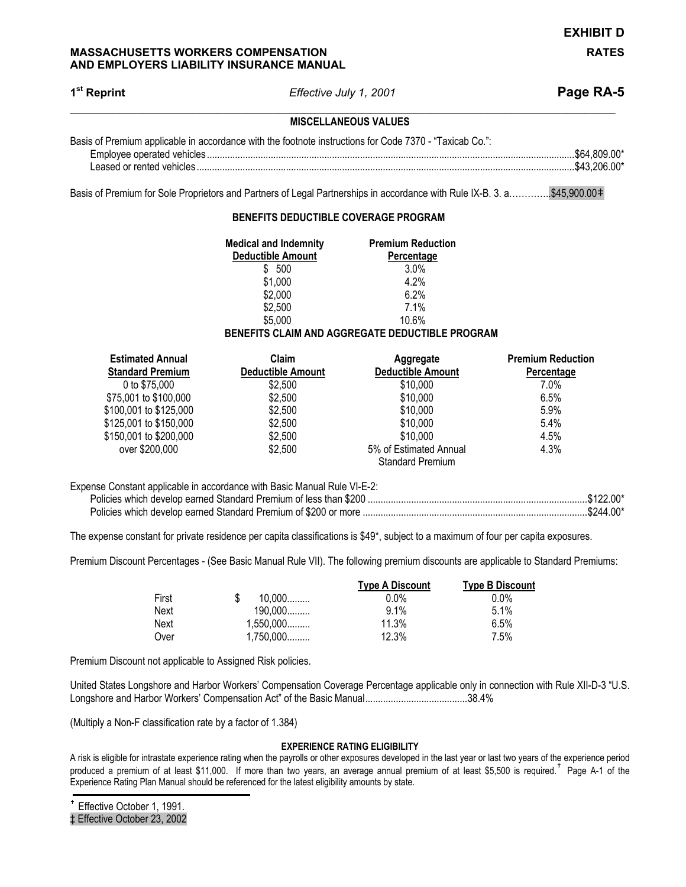**EXHIBIT D**

**RATES**

**MASSACHUSETTS WORKERS COMPENSATION AND EMPLOYERS LIABILITY INSURANCE MANUAL**

**1st Reprint** *Effective July 1, 2001* **Page RA-5**

### MISCELLANEOUS VALUES

Basis of Premium applicable in accordance with the footnote instructions for Code 7370 - "Taxicab Co.":

Employee operated vehicles .......... $64,809.00*

Leased or rented vehicles .......... $43,206.00*

Basis of Premium for Sole Proprietors and Partners of Legal Partnerships in accordance with Rule IX-B. 3. a.............$45,900.00‡

### BENEFITS DEDUCTIBLE COVERAGE PROGRAM

| Medical and Indemnity Deductible Amount | Premium Reduction Percentage |
|---|---|
| $ 500 | 3.0% |
| $1,000 | 4.2% |
| $2,000 | 6.2% |
| $2,500 | 7.1% |
| $5,000 | 10.6% |

### BENEFITS CLAIM AND AGGREGATE DEDUCTIBLE PROGRAM

| Estimated Annual Standard Premium | Claim Deductible Amount | Aggregate Deductible Amount | Premium Reduction Percentage |
|---|---|---|---|
| 0 to $75,000 | $2,500 | $10,000 | 7.0% |
| $75,001 to $100,000 | $2,500 | $10,000 | 6.5% |
| $100,001 to $125,000 | $2,500 | $10,000 | 5.9% |
| $125,001 to $150,000 | $2,500 | $10,000 | 5.4% |
| $150,001 to $200,000 | $2,500 | $10,000 | 4.5% |
| over $200,000 | $2,500 | 5% of Estimated Annual Standard Premium | 4.3% |

Expense Constant applicable in accordance with Basic Manual Rule VI-E-2:

Policies which develop earned Standard Premium of less than $200 .......... $122.00*

Policies which develop earned Standard Premium of $200 or more .......... $244.00*

The expense constant for private residence per capita classifications is $49*, subject to a maximum of four per capita exposures.

Premium Discount Percentages - (See Basic Manual Rule VII). The following premium discounts are applicable to Standard Premiums:

| | | Type A Discount | Type B Discount |
|---|---|---|---|
| First | $ 10,000......... | 0.0% | 0.0% |
| Next | 190,000......... | 9.1% | 5.1% |
| Next | 1,550,000......... | 11.3% | 6.5% |
| Over | 1,750,000......... | 12.3% | 7.5% |

Premium Discount not applicable to Assigned Risk policies.

United States Longshore and Harbor Workers' Compensation Coverage Percentage applicable only in connection with Rule XII-D-3 "U.S. Longshore and Harbor Workers' Compensation Act" of the Basic Manual........................................38.4%

(Multiply a Non-F classification rate by a factor of 1.384)

#### EXPERIENCE RATING ELIGIBILITY

A risk is eligible for intrastate experience rating when the payrolls or other exposures developed in the last year or last two years of the experience period produced a premium of at least $11,000. If more than two years, an average annual premium of at least $5,500 is required.† Page A-1 of the Experience Rating Plan Manual should be referenced for the latest eligibility amounts by state.

† Effective October 1, 1991.

‡ Effective October 23, 2002